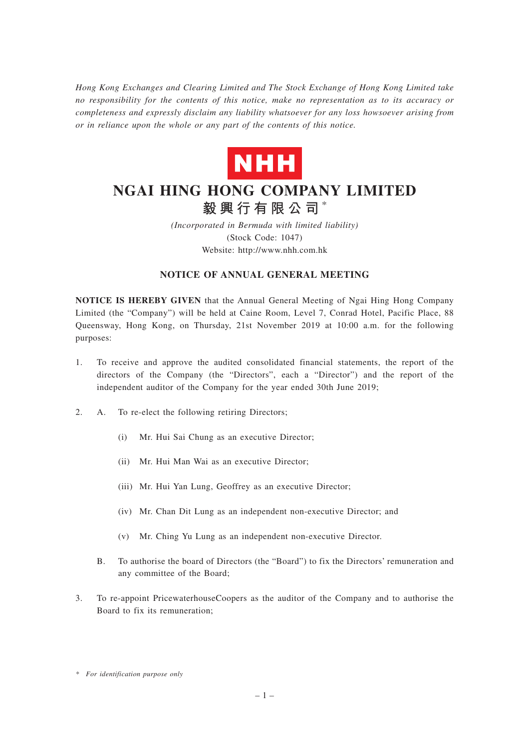*Hong Kong Exchanges and Clearing Limited and The Stock Exchange of Hong Kong Limited take no responsibility for the contents of this notice, make no representation as to its accuracy or completeness and expressly disclaim any liability whatsoever for any loss howsoever arising from or in reliance upon the whole or any part of the contents of this notice.*

NHH

# NGAI HING HONG COMPANY LIMITED

## 毅興行有限公司*

*(Incorporated in Bermuda with limited liability)*
(Stock Code: 1047)
Website: http://www.nhh.com.hk

## NOTICE OF ANNUAL GENERAL MEETING

**NOTICE IS HEREBY GIVEN** that the Annual General Meeting of Ngai Hing Hong Company Limited (the "Company") will be held at Caine Room, Level 7, Conrad Hotel, Pacific Place, 88 Queensway, Hong Kong, on Thursday, 21st November 2019 at 10:00 a.m. for the following purposes:

1. To receive and approve the audited consolidated financial statements, the report of the directors of the Company (the "Directors", each a "Director") and the report of the independent auditor of the Company for the year ended 30th June 2019;

2. A. To re-elect the following retiring Directors;

   (i) Mr. Hui Sai Chung as an executive Director;

   (ii) Mr. Hui Man Wai as an executive Director;

   (iii) Mr. Hui Yan Lung, Geoffrey as an executive Director;

   (iv) Mr. Chan Dit Lung as an independent non-executive Director; and

   (v) Mr. Ching Yu Lung as an independent non-executive Director.

   B. To authorise the board of Directors (the "Board") to fix the Directors' remuneration and any committee of the Board;

3. To re-appoint PricewaterhouseCoopers as the auditor of the Company and to authorise the Board to fix its remuneration;

\* *For identification purpose only*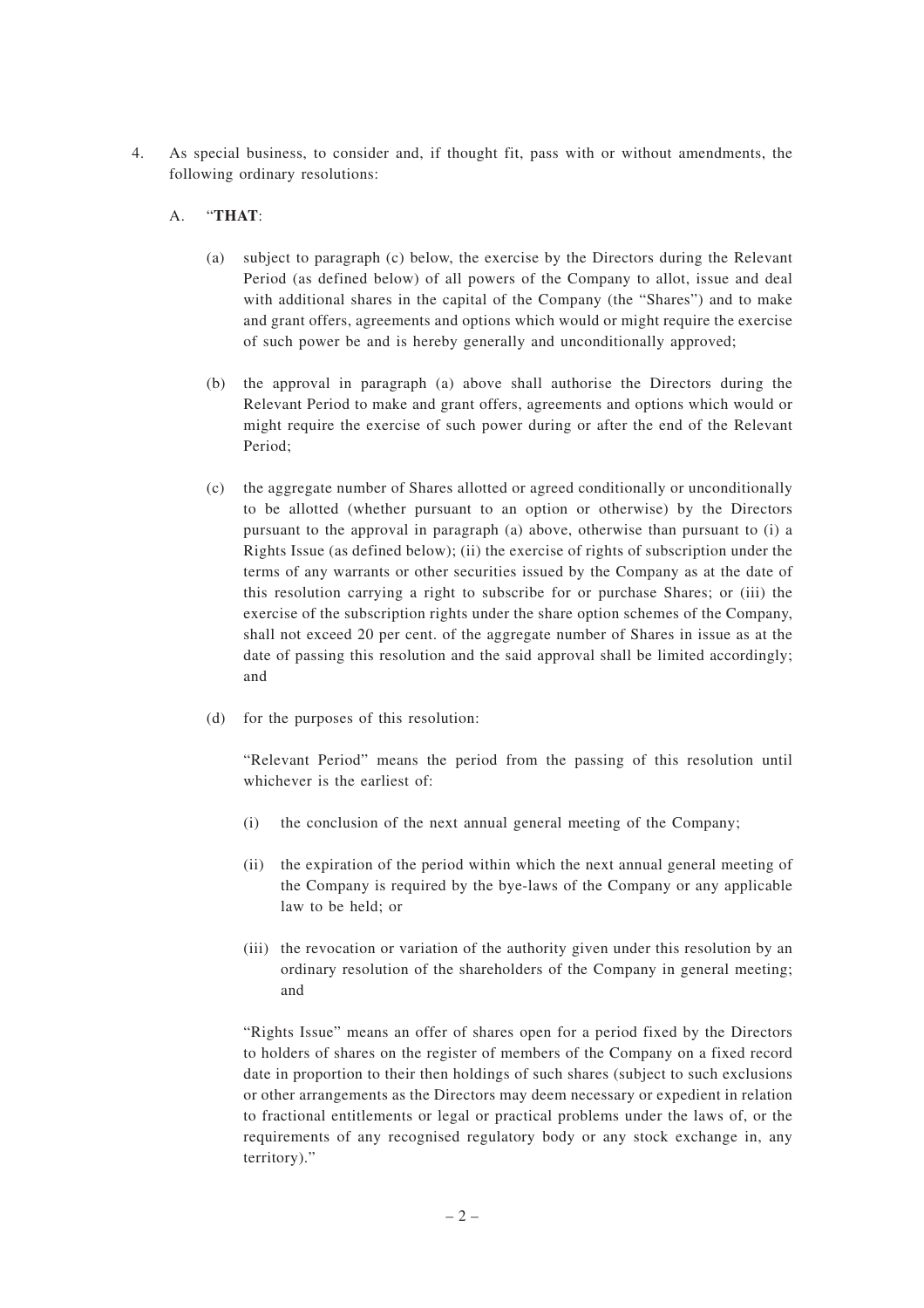4. As special business, to consider and, if thought fit, pass with or without amendments, the following ordinary resolutions:

   A. "**THAT**:

   (a) subject to paragraph (c) below, the exercise by the Directors during the Relevant Period (as defined below) of all powers of the Company to allot, issue and deal with additional shares in the capital of the Company (the "Shares") and to make and grant offers, agreements and options which would or might require the exercise of such power be and is hereby generally and unconditionally approved;

   (b) the approval in paragraph (a) above shall authorise the Directors during the Relevant Period to make and grant offers, agreements and options which would or might require the exercise of such power during or after the end of the Relevant Period;

   (c) the aggregate number of Shares allotted or agreed conditionally or unconditionally to be allotted (whether pursuant to an option or otherwise) by the Directors pursuant to the approval in paragraph (a) above, otherwise than pursuant to (i) a Rights Issue (as defined below); (ii) the exercise of rights of subscription under the terms of any warrants or other securities issued by the Company as at the date of this resolution carrying a right to subscribe for or purchase Shares; or (iii) the exercise of the subscription rights under the share option schemes of the Company, shall not exceed 20 per cent. of the aggregate number of Shares in issue as at the date of passing this resolution and the said approval shall be limited accordingly; and

   (d) for the purposes of this resolution:

   "Relevant Period" means the period from the passing of this resolution until whichever is the earliest of:

   (i) the conclusion of the next annual general meeting of the Company;

   (ii) the expiration of the period within which the next annual general meeting of the Company is required by the bye-laws of the Company or any applicable law to be held; or

   (iii) the revocation or variation of the authority given under this resolution by an ordinary resolution of the shareholders of the Company in general meeting; and

   "Rights Issue" means an offer of shares open for a period fixed by the Directors to holders of shares on the register of members of the Company on a fixed record date in proportion to their then holdings of such shares (subject to such exclusions or other arrangements as the Directors may deem necessary or expedient in relation to fractional entitlements or legal or practical problems under the laws of, or the requirements of any recognised regulatory body or any stock exchange in, any territory)."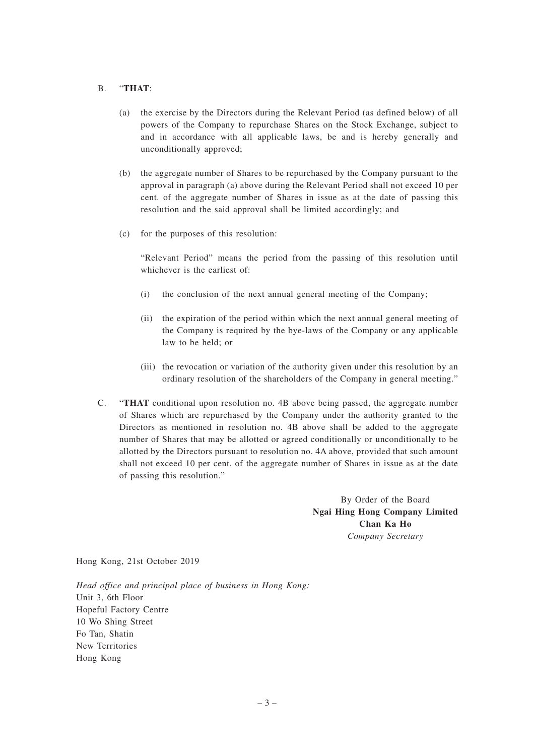B. "**THAT**:

(a) the exercise by the Directors during the Relevant Period (as defined below) of all powers of the Company to repurchase Shares on the Stock Exchange, subject to and in accordance with all applicable laws, be and is hereby generally and unconditionally approved;

(b) the aggregate number of Shares to be repurchased by the Company pursuant to the approval in paragraph (a) above during the Relevant Period shall not exceed 10 per cent. of the aggregate number of Shares in issue as at the date of passing this resolution and the said approval shall be limited accordingly; and

(c) for the purposes of this resolution:

"Relevant Period" means the period from the passing of this resolution until whichever is the earliest of:

(i) the conclusion of the next annual general meeting of the Company;

(ii) the expiration of the period within which the next annual general meeting of the Company is required by the bye-laws of the Company or any applicable law to be held; or

(iii) the revocation or variation of the authority given under this resolution by an ordinary resolution of the shareholders of the Company in general meeting."

C. "**THAT** conditional upon resolution no. 4B above being passed, the aggregate number of Shares which are repurchased by the Company under the authority granted to the Directors as mentioned in resolution no. 4B above shall be added to the aggregate number of Shares that may be allotted or agreed conditionally or unconditionally to be allotted by the Directors pursuant to resolution no. 4A above, provided that such amount shall not exceed 10 per cent. of the aggregate number of Shares in issue as at the date of passing this resolution."

By Order of the Board
**Ngai Hing Hong Company Limited**
**Chan Ka Ho**
*Company Secretary*

Hong Kong, 21st October 2019

*Head office and principal place of business in Hong Kong:*
Unit 3, 6th Floor
Hopeful Factory Centre
10 Wo Shing Street
Fo Tan, Shatin
New Territories
Hong Kong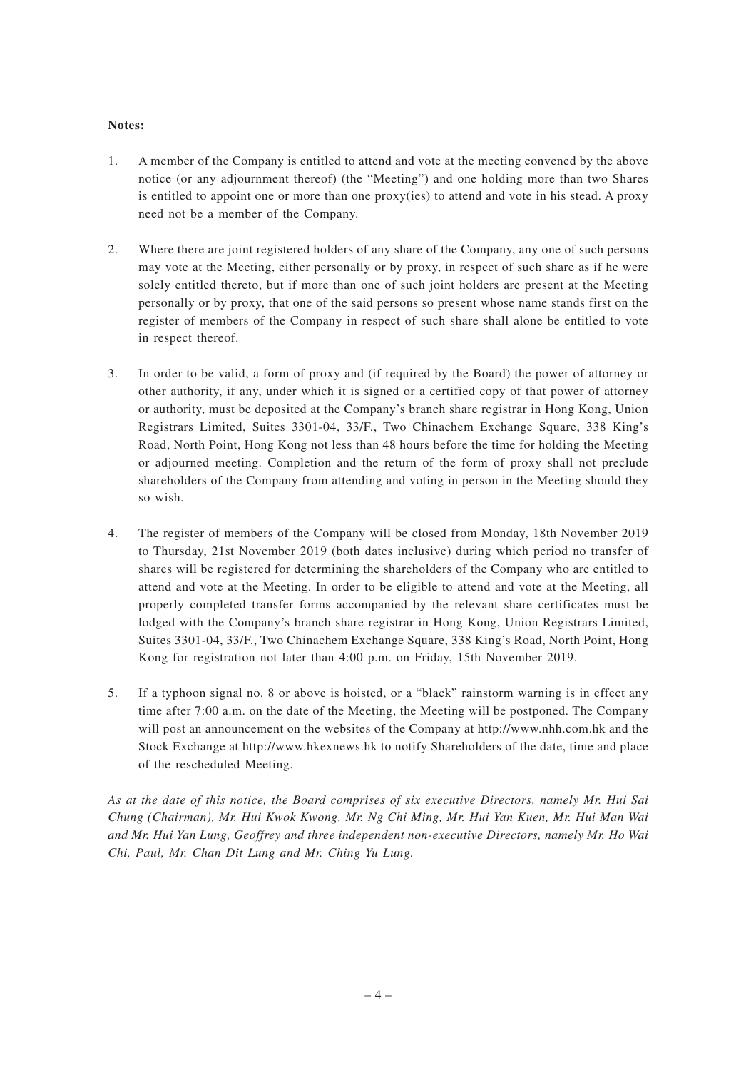**Notes:**

1. A member of the Company is entitled to attend and vote at the meeting convened by the above notice (or any adjournment thereof) (the "Meeting") and one holding more than two Shares is entitled to appoint one or more than one proxy(ies) to attend and vote in his stead. A proxy need not be a member of the Company.

2. Where there are joint registered holders of any share of the Company, any one of such persons may vote at the Meeting, either personally or by proxy, in respect of such share as if he were solely entitled thereto, but if more than one of such joint holders are present at the Meeting personally or by proxy, that one of the said persons so present whose name stands first on the register of members of the Company in respect of such share shall alone be entitled to vote in respect thereof.

3. In order to be valid, a form of proxy and (if required by the Board) the power of attorney or other authority, if any, under which it is signed or a certified copy of that power of attorney or authority, must be deposited at the Company's branch share registrar in Hong Kong, Union Registrars Limited, Suites 3301-04, 33/F., Two Chinachem Exchange Square, 338 King's Road, North Point, Hong Kong not less than 48 hours before the time for holding the Meeting or adjourned meeting. Completion and the return of the form of proxy shall not preclude shareholders of the Company from attending and voting in person in the Meeting should they so wish.

4. The register of members of the Company will be closed from Monday, 18th November 2019 to Thursday, 21st November 2019 (both dates inclusive) during which period no transfer of shares will be registered for determining the shareholders of the Company who are entitled to attend and vote at the Meeting. In order to be eligible to attend and vote at the Meeting, all properly completed transfer forms accompanied by the relevant share certificates must be lodged with the Company's branch share registrar in Hong Kong, Union Registrars Limited, Suites 3301-04, 33/F., Two Chinachem Exchange Square, 338 King's Road, North Point, Hong Kong for registration not later than 4:00 p.m. on Friday, 15th November 2019.

5. If a typhoon signal no. 8 or above is hoisted, or a "black" rainstorm warning is in effect any time after 7:00 a.m. on the date of the Meeting, the Meeting will be postponed. The Company will post an announcement on the websites of the Company at http://www.nhh.com.hk and the Stock Exchange at http://www.hkexnews.hk to notify Shareholders of the date, time and place of the rescheduled Meeting.

*As at the date of this notice, the Board comprises of six executive Directors, namely Mr. Hui Sai Chung (Chairman), Mr. Hui Kwok Kwong, Mr. Ng Chi Ming, Mr. Hui Yan Kuen, Mr. Hui Man Wai and Mr. Hui Yan Lung, Geoffrey and three independent non-executive Directors, namely Mr. Ho Wai Chi, Paul, Mr. Chan Dit Lung and Mr. Ching Yu Lung.*